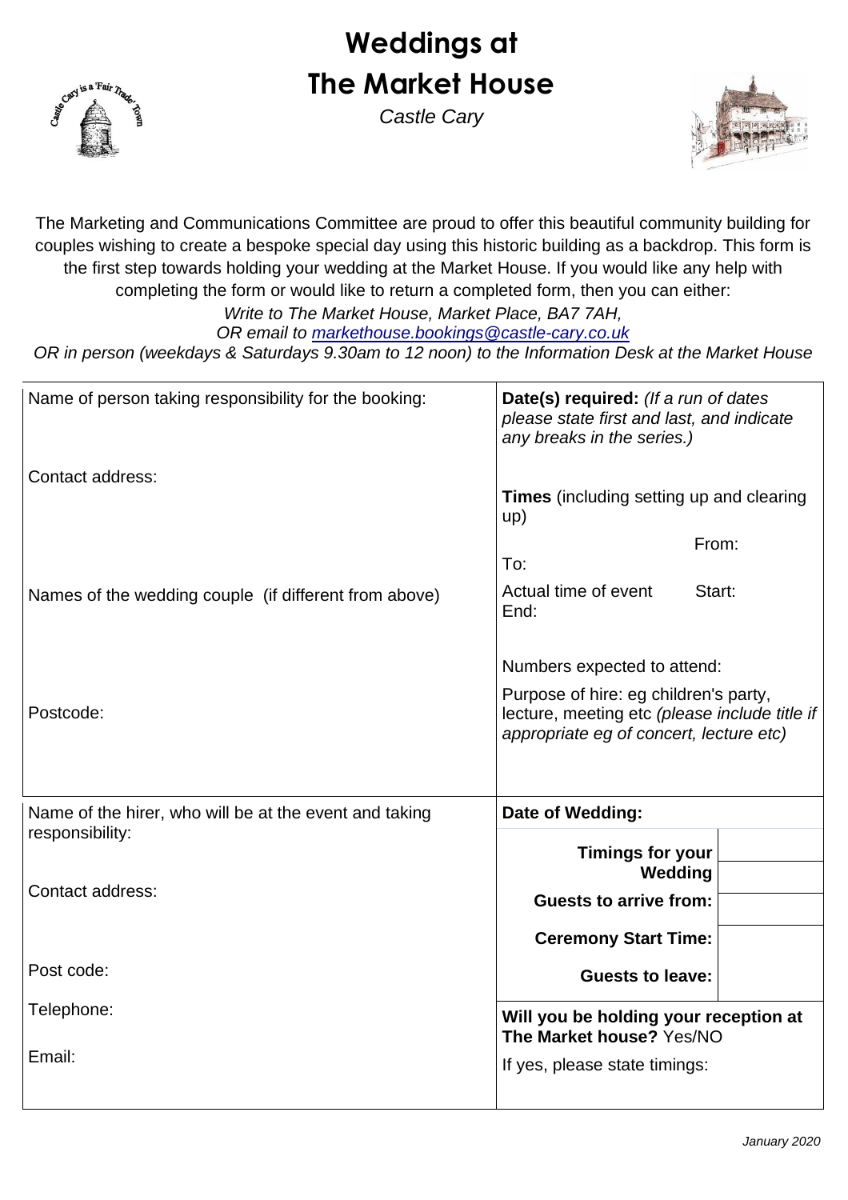# Weddings at The Market House

*Castle Cary*

The Marketing and Communications Committee are proud to offer this beautiful community building for couples wishing to create a bespoke special day using this historic building as a backdrop. This form is the first step towards holding your wedding at the Market House. If you would like any help with completing the form or would like to return a completed form, then you can either:

*Write to The Market House, Market Place, BA7 7AH,*
*OR email to [markethouse.bookings@castle-cary.co.uk](mailto:markethouse.bookings@castle-cary.co.uk)*
*OR in person (weekdays & Saturdays 9.30am to 12 noon) to the Information Desk at the Market House*

| | |
|---|---|
| Name of person taking responsibility for the booking:<br><br>Contact address:<br><br>Names of the wedding couple (if different from above)<br><br>Postcode: | **Date(s) required:** *(If a run of dates please state first and last, and indicate any breaks in the series.)*<br><br>**Times** (including setting up and clearing up)<br>From:<br>To:<br>Actual time of event Start:<br>End:<br><br>Numbers expected to attend:<br><br>Purpose of hire: eg children's party, lecture, meeting etc *(please include title if appropriate eg of concert, lecture etc)* |
| Name of the hirer, who will be at the event and taking responsibility:<br><br>Contact address:<br><br>Post code:<br><br>Telephone:<br><br>Email: | **Date of Wedding:**<br><br>**Timings for your Wedding**<br>**Guests to arrive from:**<br>**Ceremony Start Time:**<br>**Guests to leave:**<br><br>**Will you be holding your reception at The Market house?** Yes/NO<br>If yes, please state timings: |

*January 2020*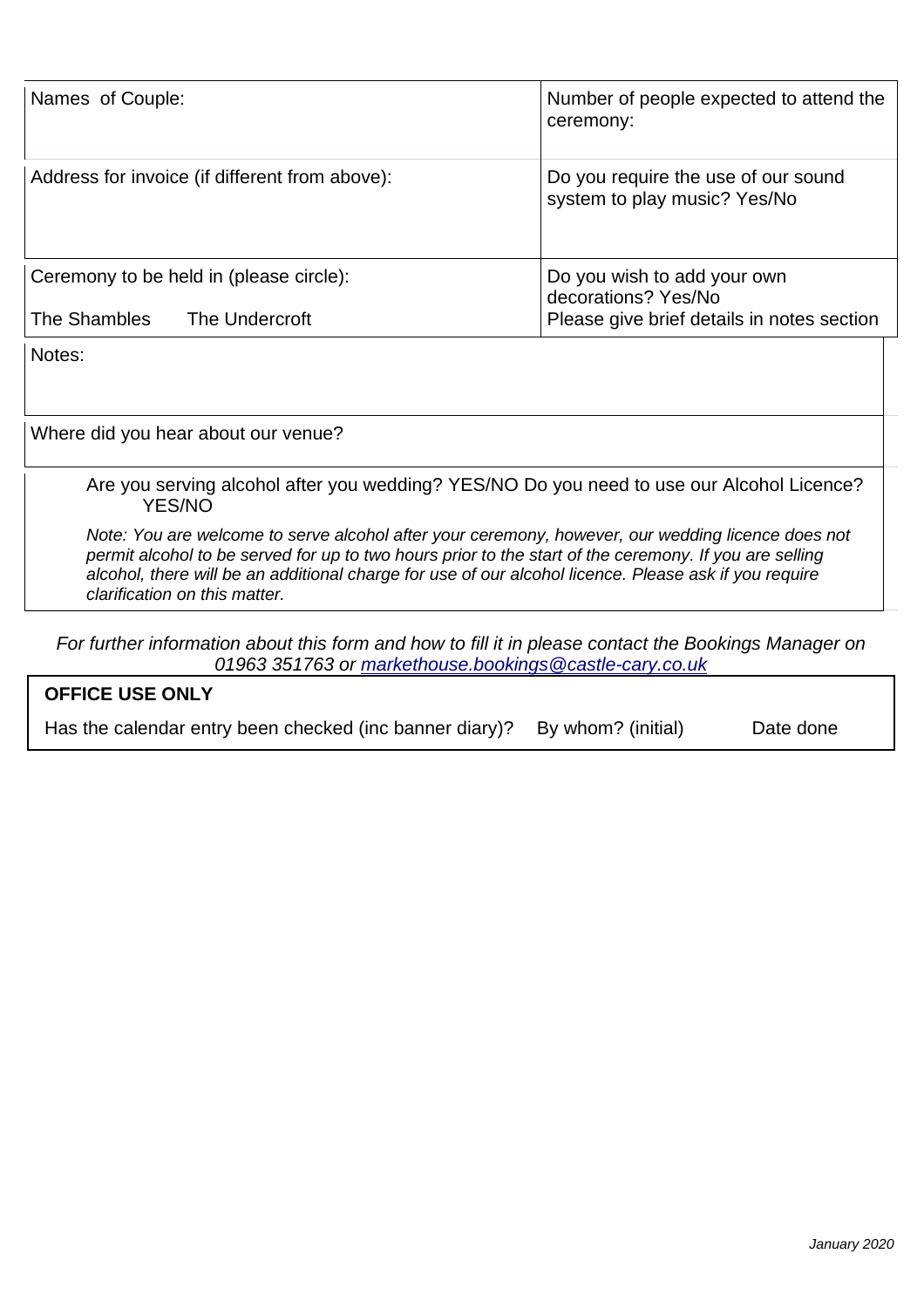| Names of Couple: | Number of people expected to attend the ceremony: |
|---|---|
| Address for invoice (if different from above): | Do you require the use of our sound system to play music? Yes/No |
| Ceremony to be held in (please circle):<br><br>The Shambles The Undercroft | Do you wish to add your own decorations? Yes/No<br>Please give brief details in notes section |

Notes:

Where did you hear about our venue?

Are you serving alcohol after you wedding? YES/NO Do you need to use our Alcohol Licence? YES/NO

*Note: You are welcome to serve alcohol after your ceremony, however, our wedding licence does not permit alcohol to be served for up to two hours prior to the start of the ceremony. If you are selling alcohol, there will be an additional charge for use of our alcohol licence. Please ask if you require clarification on this matter.*

*For further information about this form and how to fill it in please contact the Bookings Manager on 01963 351763 or markethouse.bookings@castle-cary.co.uk*

**OFFICE USE ONLY**

Has the calendar entry been checked (inc banner diary)? By whom? (initial) Date done

*January 2020*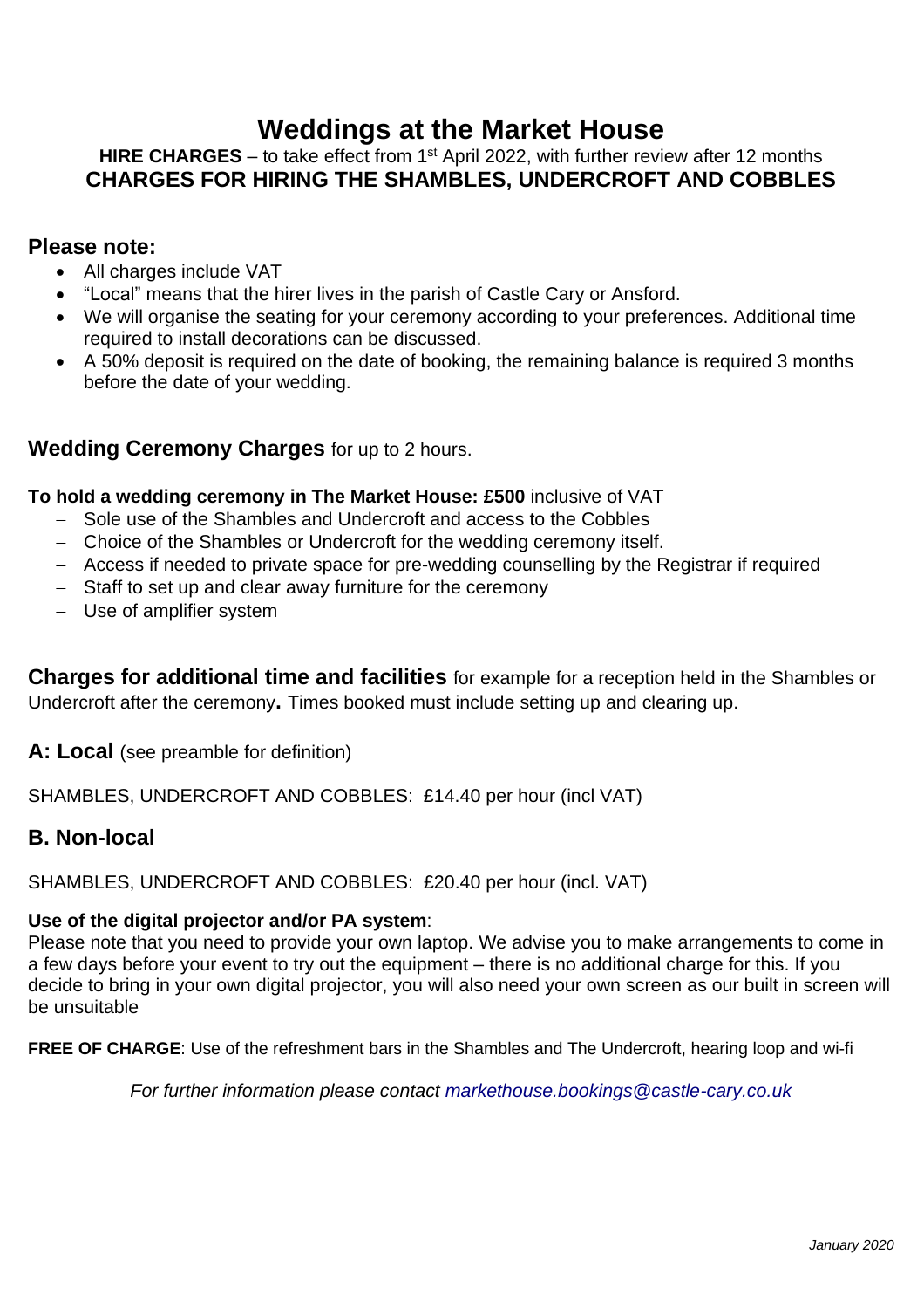# Weddings at the Market House

**HIRE CHARGES** – to take effect from 1st April 2022, with further review after 12 months

**CHARGES FOR HIRING THE SHAMBLES, UNDERCROFT AND COBBLES**

## Please note:

- All charges include VAT
- "Local" means that the hirer lives in the parish of Castle Cary or Ansford.
- We will organise the seating for your ceremony according to your preferences. Additional time required to install decorations can be discussed.
- A 50% deposit is required on the date of booking, the remaining balance is required 3 months before the date of your wedding.

## Wedding Ceremony Charges for up to 2 hours.

**To hold a wedding ceremony in The Market House: £500** inclusive of VAT

- Sole use of the Shambles and Undercroft and access to the Cobbles
- Choice of the Shambles or Undercroft for the wedding ceremony itself.
- Access if needed to private space for pre-wedding counselling by the Registrar if required
- Staff to set up and clear away furniture for the ceremony
- Use of amplifier system

**Charges for additional time and facilities** for example for a reception held in the Shambles or Undercroft after the ceremony**.** Times booked must include setting up and clearing up.

## A: Local (see preamble for definition)

SHAMBLES, UNDERCROFT AND COBBLES: £14.40 per hour (incl VAT)

## B. Non-local

SHAMBLES, UNDERCROFT AND COBBLES: £20.40 per hour (incl. VAT)

**Use of the digital projector and/or PA system**:

Please note that you need to provide your own laptop. We advise you to make arrangements to come in a few days before your event to try out the equipment – there is no additional charge for this. If you decide to bring in your own digital projector, you will also need your own screen as our built in screen will be unsuitable

**FREE OF CHARGE**: Use of the refreshment bars in the Shambles and The Undercroft, hearing loop and wi-fi

*For further information please contact markethouse.bookings@castle-cary.co.uk*

*January 2020*